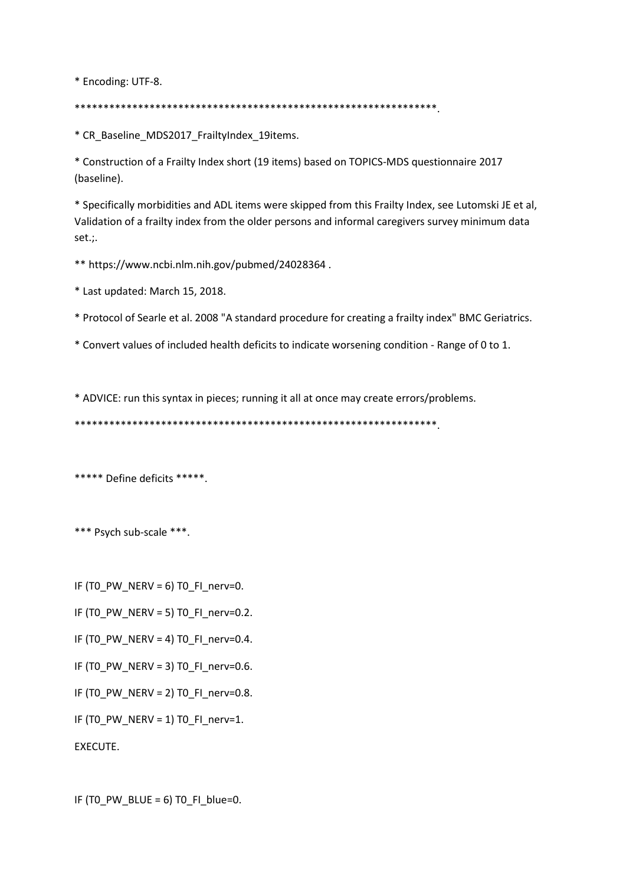```
* Encoding: UTF-8.

****************************************************************.

* CR_Baseline_MDS2017_FrailtyIndex_19items.

* Construction of a Frailty Index short (19 items) based on TOPICS-MDS questionnaire 2017 (baseline).

* Specifically morbidities and ADL items were skipped from this Frailty Index, see Lutomski JE et al, Validation of a frailty index from the older persons and informal caregivers survey minimum data set.;.

** https://www.ncbi.nlm.nih.gov/pubmed/24028364 .

* Last updated: March 15, 2018.

* Protocol of Searle et al. 2008 "A standard procedure for creating a frailty index" BMC Geriatrics.

* Convert values of included health deficits to indicate worsening condition - Range of 0 to 1.


* ADVICE: run this syntax in pieces; running it all at once may create errors/problems.

****************************************************************.


***** Define deficits *****.


*** Psych sub-scale ***.


IF (T0_PW_NERV = 6) T0_FI_nerv=0.

IF (T0_PW_NERV = 5) T0_FI_nerv=0.2.

IF (T0_PW_NERV = 4) T0_FI_nerv=0.4.

IF (T0_PW_NERV = 3) T0_FI_nerv=0.6.

IF (T0_PW_NERV = 2) T0_FI_nerv=0.8.

IF (T0_PW_NERV = 1) T0_FI_nerv=1.

EXECUTE.


IF (T0_PW_BLUE = 6) T0_FI_blue=0.
```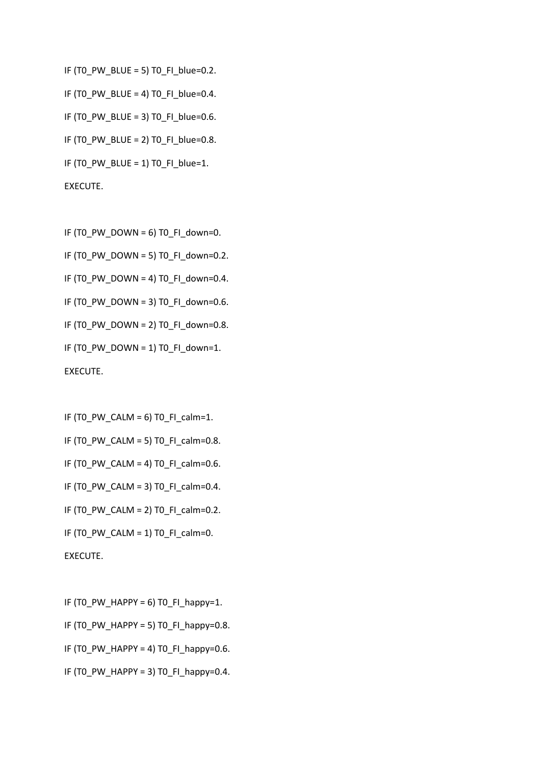```
IF (T0_PW_BLUE = 5) T0_FI_blue=0.2.
IF (T0_PW_BLUE = 4) T0_FI_blue=0.4.
IF (T0_PW_BLUE = 3) T0_FI_blue=0.6.
IF (T0_PW_BLUE = 2) T0_FI_blue=0.8.
IF (T0_PW_BLUE = 1) T0_FI_blue=1.
EXECUTE.

IF (T0_PW_DOWN = 6) T0_FI_down=0.
IF (T0_PW_DOWN = 5) T0_FI_down=0.2.
IF (T0_PW_DOWN = 4) T0_FI_down=0.4.
IF (T0_PW_DOWN = 3) T0_FI_down=0.6.
IF (T0_PW_DOWN = 2) T0_FI_down=0.8.
IF (T0_PW_DOWN = 1) T0_FI_down=1.
EXECUTE.

IF (T0_PW_CALM = 6) T0_FI_calm=1.
IF (T0_PW_CALM = 5) T0_FI_calm=0.8.
IF (T0_PW_CALM = 4) T0_FI_calm=0.6.
IF (T0_PW_CALM = 3) T0_FI_calm=0.4.
IF (T0_PW_CALM = 2) T0_FI_calm=0.2.
IF (T0_PW_CALM = 1) T0_FI_calm=0.
EXECUTE.

IF (T0_PW_HAPPY = 6) T0_FI_happy=1.
IF (T0_PW_HAPPY = 5) T0_FI_happy=0.8.
IF (T0_PW_HAPPY = 4) T0_FI_happy=0.6.
IF (T0_PW_HAPPY = 3) T0_FI_happy=0.4.
```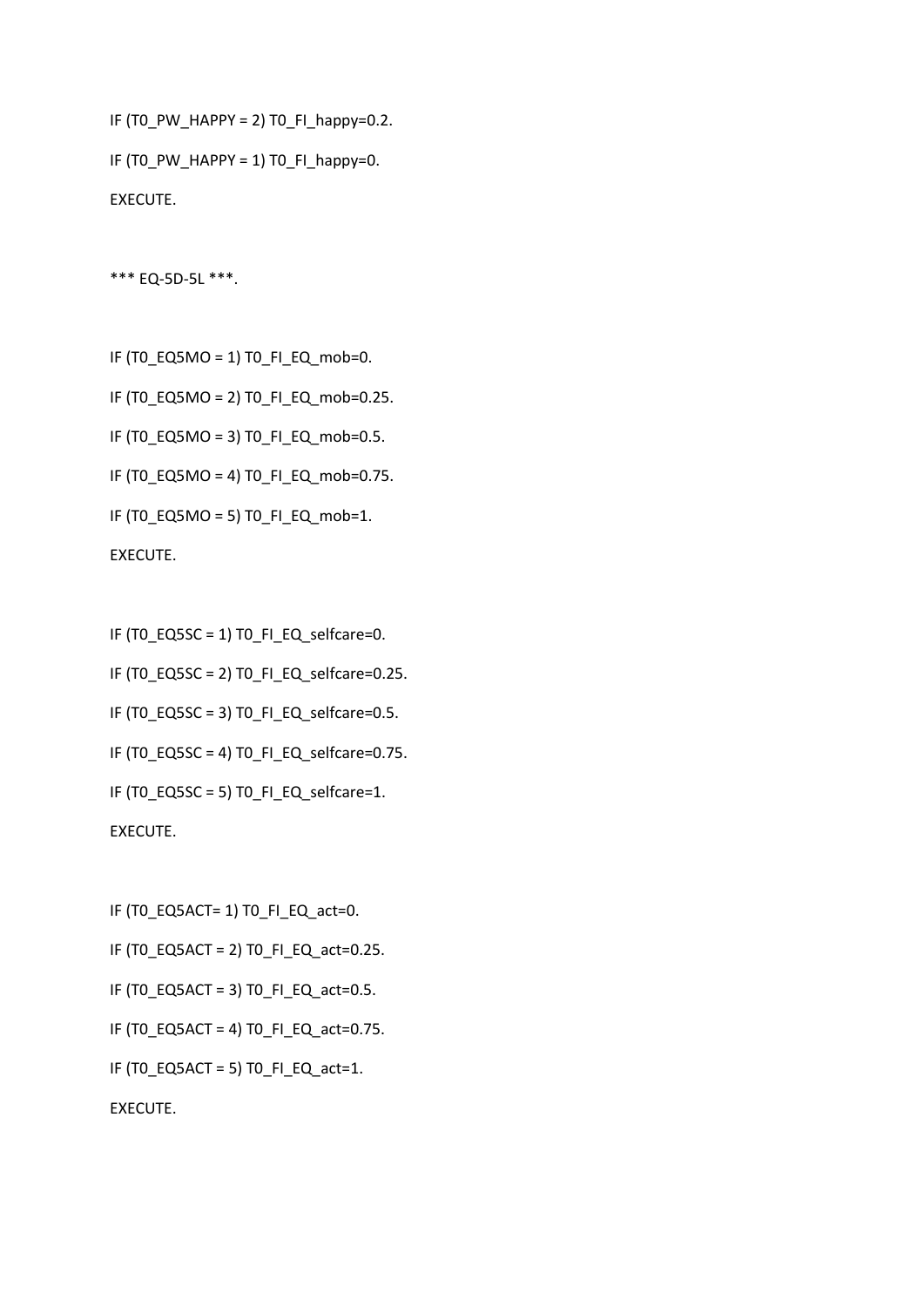```
IF (T0_PW_HAPPY = 2) T0_FI_happy=0.2.
IF (T0_PW_HAPPY = 1) T0_FI_happy=0.
EXECUTE.

*** EQ-5D-5L ***.

IF (T0_EQ5MO = 1) T0_FI_EQ_mob=0.
IF (T0_EQ5MO = 2) T0_FI_EQ_mob=0.25.
IF (T0_EQ5MO = 3) T0_FI_EQ_mob=0.5.
IF (T0_EQ5MO = 4) T0_FI_EQ_mob=0.75.
IF (T0_EQ5MO = 5) T0_FI_EQ_mob=1.
EXECUTE.

IF (T0_EQ5SC = 1) T0_FI_EQ_selfcare=0.
IF (T0_EQ5SC = 2) T0_FI_EQ_selfcare=0.25.
IF (T0_EQ5SC = 3) T0_FI_EQ_selfcare=0.5.
IF (T0_EQ5SC = 4) T0_FI_EQ_selfcare=0.75.
IF (T0_EQ5SC = 5) T0_FI_EQ_selfcare=1.
EXECUTE.

IF (T0_EQ5ACT= 1) T0_FI_EQ_act=0.
IF (T0_EQ5ACT = 2) T0_FI_EQ_act=0.25.
IF (T0_EQ5ACT = 3) T0_FI_EQ_act=0.5.
IF (T0_EQ5ACT = 4) T0_FI_EQ_act=0.75.
IF (T0_EQ5ACT = 5) T0_FI_EQ_act=1.
EXECUTE.
```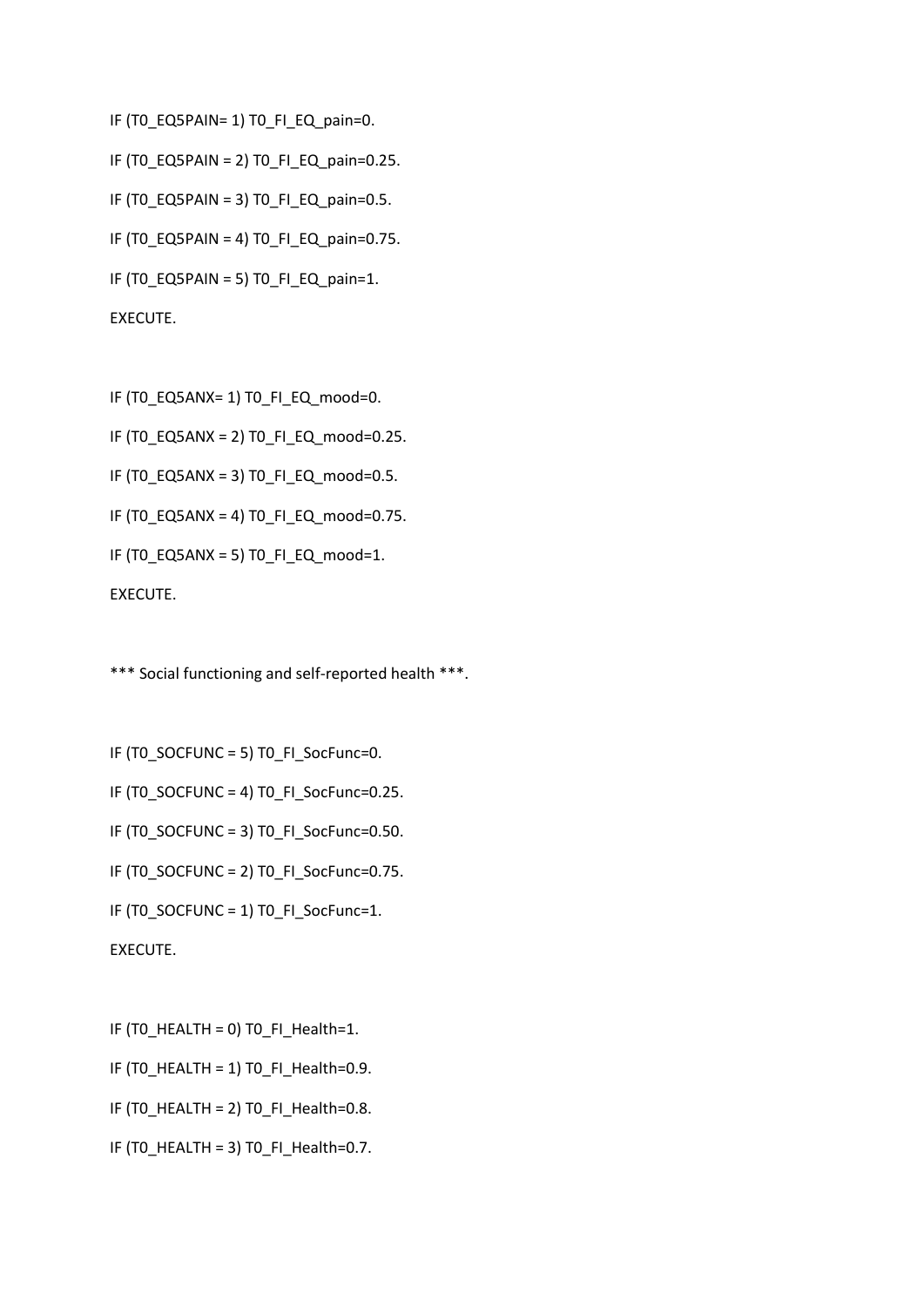```
IF (T0_EQ5PAIN= 1) T0_FI_EQ_pain=0.

IF (T0_EQ5PAIN = 2) T0_FI_EQ_pain=0.25.

IF (T0_EQ5PAIN = 3) T0_FI_EQ_pain=0.5.

IF (T0_EQ5PAIN = 4) T0_FI_EQ_pain=0.75.

IF (T0_EQ5PAIN = 5) T0_FI_EQ_pain=1.

EXECUTE.


IF (T0_EQ5ANX= 1) T0_FI_EQ_mood=0.

IF (T0_EQ5ANX = 2) T0_FI_EQ_mood=0.25.

IF (T0_EQ5ANX = 3) T0_FI_EQ_mood=0.5.

IF (T0_EQ5ANX = 4) T0_FI_EQ_mood=0.75.

IF (T0_EQ5ANX = 5) T0_FI_EQ_mood=1.

EXECUTE.


*** Social functioning and self-reported health ***.


IF (T0_SOCFUNC = 5) T0_FI_SocFunc=0.

IF (T0_SOCFUNC = 4) T0_FI_SocFunc=0.25.

IF (T0_SOCFUNC = 3) T0_FI_SocFunc=0.50.

IF (T0_SOCFUNC = 2) T0_FI_SocFunc=0.75.

IF (T0_SOCFUNC = 1) T0_FI_SocFunc=1.

EXECUTE.


IF (T0_HEALTH = 0) T0_FI_Health=1.

IF (T0_HEALTH = 1) T0_FI_Health=0.9.

IF (T0_HEALTH = 2) T0_FI_Health=0.8.

IF (T0_HEALTH = 3) T0_FI_Health=0.7.
```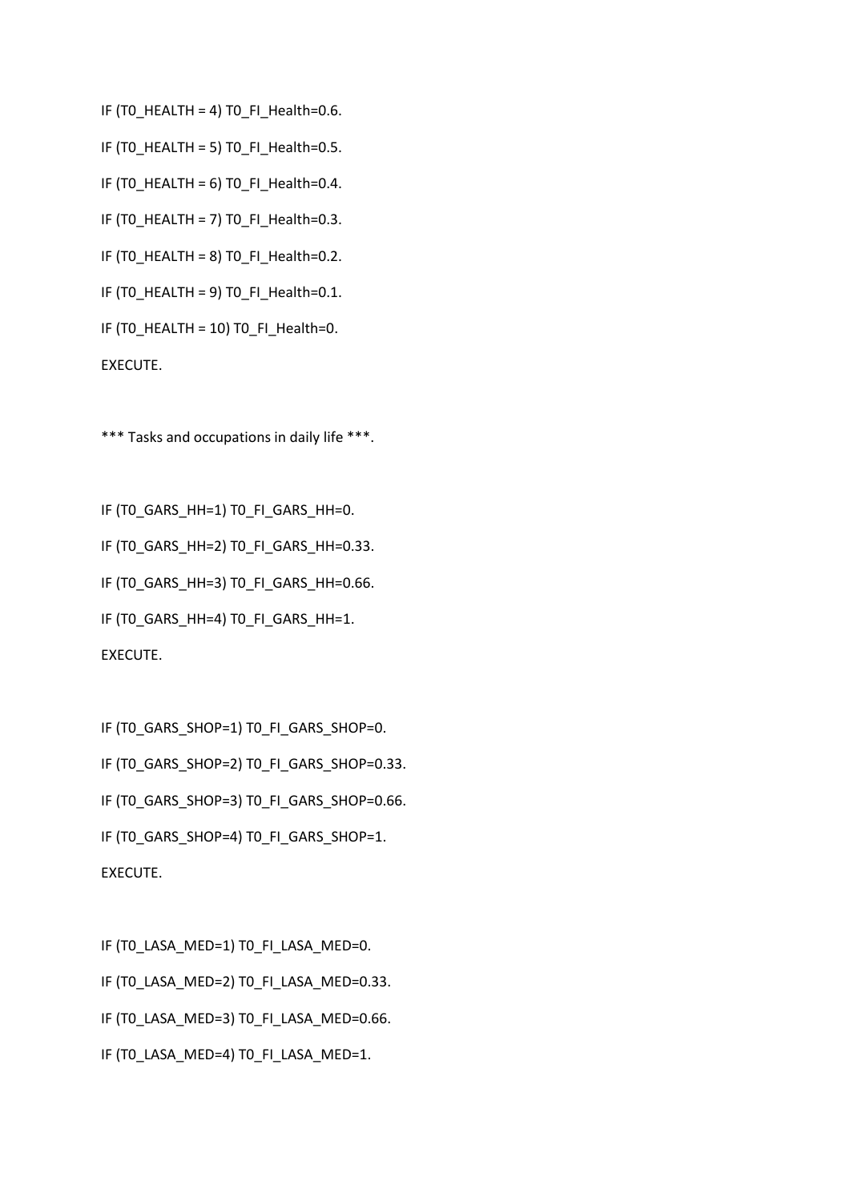IF (T0_HEALTH = 4) T0_FI_Health=0.6.

IF (T0_HEALTH = 5) T0_FI_Health=0.5.

IF (T0_HEALTH = 6) T0_FI_Health=0.4.

IF (T0_HEALTH = 7) T0_FI_Health=0.3.

IF (T0_HEALTH = 8) T0_FI_Health=0.2.

IF (T0_HEALTH = 9) T0_FI_Health=0.1.

IF (T0_HEALTH = 10) T0_FI_Health=0.

EXECUTE.

*** Tasks and occupations in daily life ***.

IF (T0_GARS_HH=1) T0_FI_GARS_HH=0.

IF (T0_GARS_HH=2) T0_FI_GARS_HH=0.33.

IF (T0_GARS_HH=3) T0_FI_GARS_HH=0.66.

IF (T0_GARS_HH=4) T0_FI_GARS_HH=1.

EXECUTE.

IF (T0_GARS_SHOP=1) T0_FI_GARS_SHOP=0.

IF (T0_GARS_SHOP=2) T0_FI_GARS_SHOP=0.33.

IF (T0_GARS_SHOP=3) T0_FI_GARS_SHOP=0.66.

IF (T0_GARS_SHOP=4) T0_FI_GARS_SHOP=1.

EXECUTE.

IF (T0_LASA_MED=1) T0_FI_LASA_MED=0.

IF (T0_LASA_MED=2) T0_FI_LASA_MED=0.33.

IF (T0_LASA_MED=3) T0_FI_LASA_MED=0.66.

IF (T0_LASA_MED=4) T0_FI_LASA_MED=1.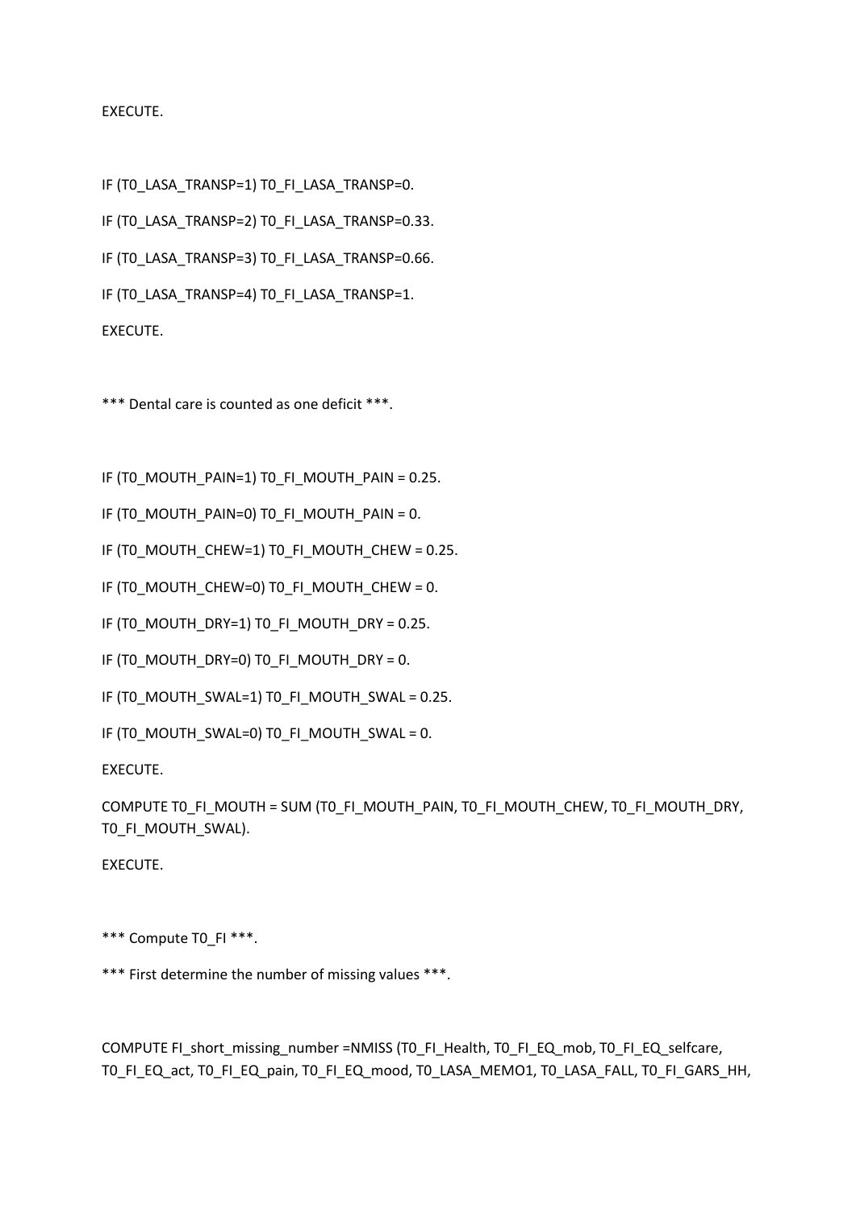EXECUTE.

IF (T0_LASA_TRANSP=1) T0_FI_LASA_TRANSP=0.

IF (T0_LASA_TRANSP=2) T0_FI_LASA_TRANSP=0.33.

IF (T0_LASA_TRANSP=3) T0_FI_LASA_TRANSP=0.66.

IF (T0_LASA_TRANSP=4) T0_FI_LASA_TRANSP=1.

EXECUTE.

*** Dental care is counted as one deficit ***.

IF (T0_MOUTH_PAIN=1) T0_FI_MOUTH_PAIN = 0.25.

IF (T0_MOUTH_PAIN=0) T0_FI_MOUTH_PAIN = 0.

IF (T0_MOUTH_CHEW=1) T0_FI_MOUTH_CHEW = 0.25.

IF (T0_MOUTH_CHEW=0) T0_FI_MOUTH_CHEW = 0.

IF (T0_MOUTH_DRY=1) T0_FI_MOUTH_DRY = 0.25.

IF (T0_MOUTH_DRY=0) T0_FI_MOUTH_DRY = 0.

IF (T0_MOUTH_SWAL=1) T0_FI_MOUTH_SWAL = 0.25.

IF (T0_MOUTH_SWAL=0) T0_FI_MOUTH_SWAL = 0.

EXECUTE.

COMPUTE T0_FI_MOUTH = SUM (T0_FI_MOUTH_PAIN, T0_FI_MOUTH_CHEW, T0_FI_MOUTH_DRY, T0_FI_MOUTH_SWAL).

EXECUTE.

*** Compute T0_FI ***.

*** First determine the number of missing values ***.

COMPUTE FI_short_missing_number =NMISS (T0_FI_Health, T0_FI_EQ_mob, T0_FI_EQ_selfcare, T0_FI_EQ_act, T0_FI_EQ_pain, T0_FI_EQ_mood, T0_LASA_MEMO1, T0_LASA_FALL, T0_FI_GARS_HH,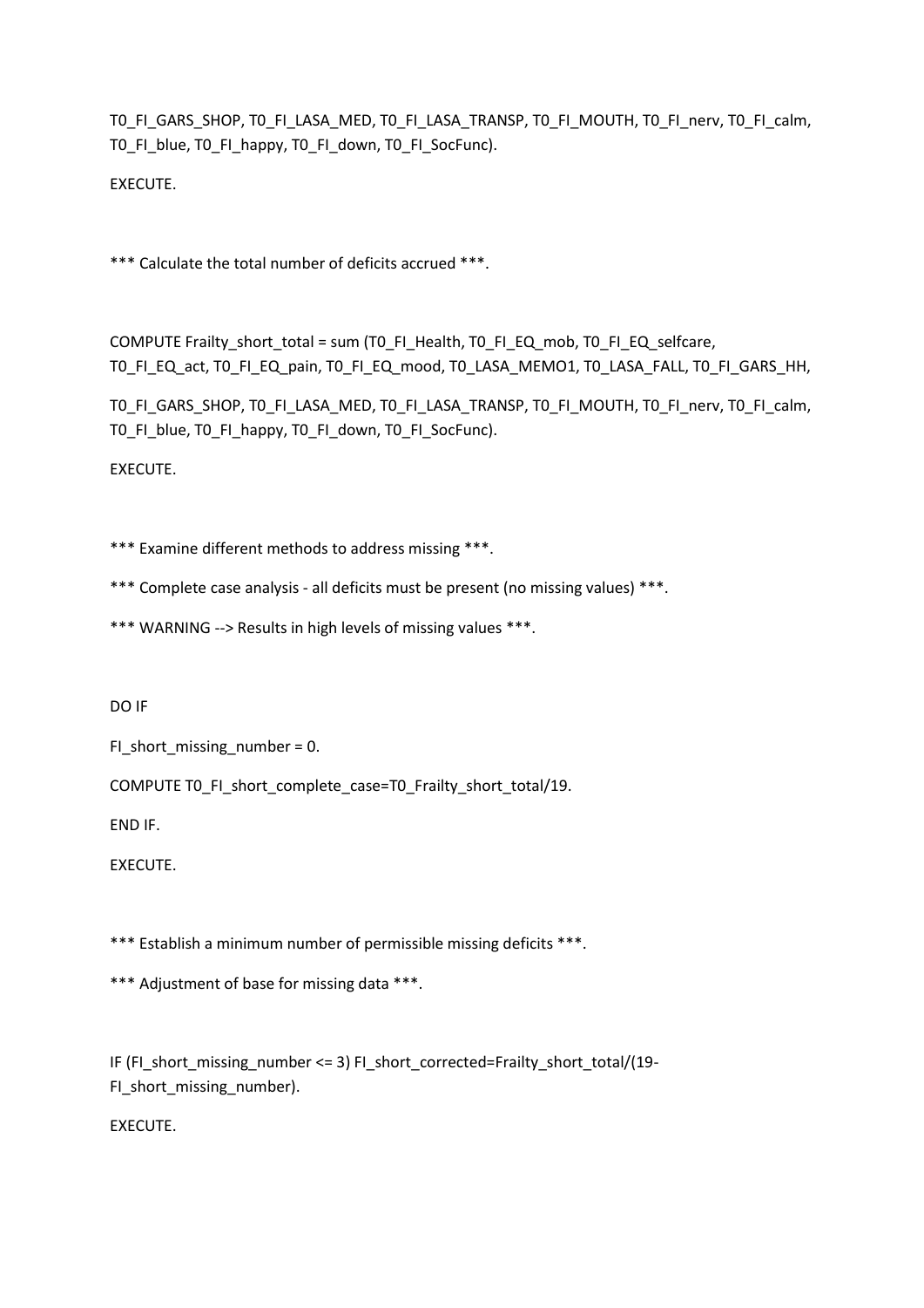```
T0_FI_GARS_SHOP, T0_FI_LASA_MED, T0_FI_LASA_TRANSP, T0_FI_MOUTH, T0_FI_nerv, T0_FI_calm,
T0_FI_blue, T0_FI_happy, T0_FI_down, T0_FI_SocFunc).

EXECUTE.


*** Calculate the total number of deficits accrued ***.


COMPUTE Frailty_short_total = sum (T0_FI_Health, T0_FI_EQ_mob, T0_FI_EQ_selfcare,
T0_FI_EQ_act, T0_FI_EQ_pain, T0_FI_EQ_mood, T0_LASA_MEMO1, T0_LASA_FALL, T0_FI_GARS_HH,

T0_FI_GARS_SHOP, T0_FI_LASA_MED, T0_FI_LASA_TRANSP, T0_FI_MOUTH, T0_FI_nerv, T0_FI_calm,
T0_FI_blue, T0_FI_happy, T0_FI_down, T0_FI_SocFunc).

EXECUTE.


*** Examine different methods to address missing ***.

*** Complete case analysis - all deficits must be present (no missing values) ***.

*** WARNING --> Results in high levels of missing values ***.


DO IF

FI_short_missing_number = 0.

COMPUTE T0_FI_short_complete_case=T0_Frailty_short_total/19.

END IF.

EXECUTE.


*** Establish a minimum number of permissible missing deficits ***.

*** Adjustment of base for missing data ***.


IF (FI_short_missing_number <= 3) FI_short_corrected=Frailty_short_total/(19-
FI_short_missing_number).

EXECUTE.
```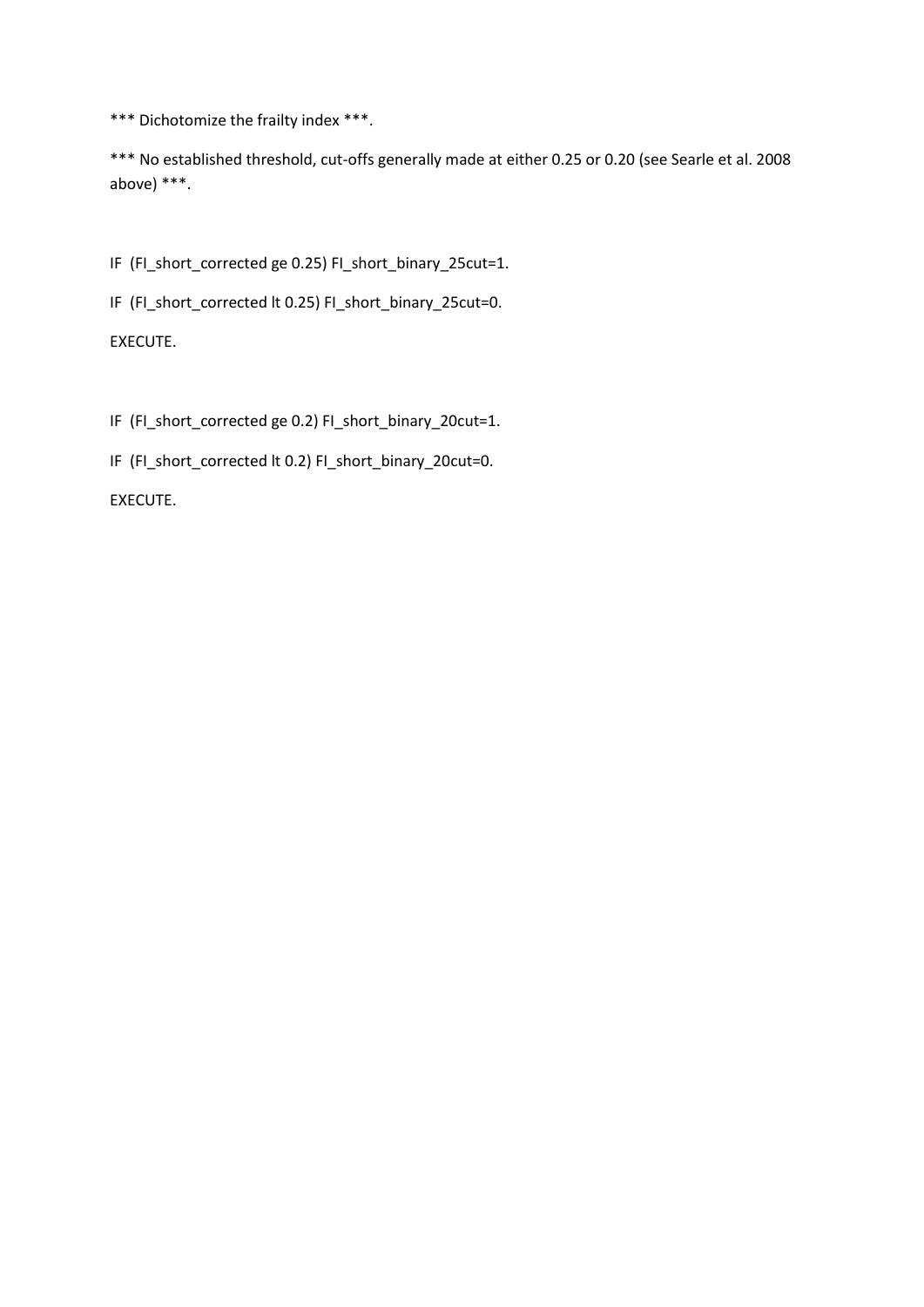*** Dichotomize the frailty index ***.

*** No established threshold, cut-offs generally made at either 0.25 or 0.20 (see Searle et al. 2008 above) ***.

IF  (FI_short_corrected ge 0.25) FI_short_binary_25cut=1.

IF  (FI_short_corrected lt 0.25) FI_short_binary_25cut=0.

EXECUTE.

IF  (FI_short_corrected ge 0.2) FI_short_binary_20cut=1.

IF  (FI_short_corrected lt 0.2) FI_short_binary_20cut=0.

EXECUTE.